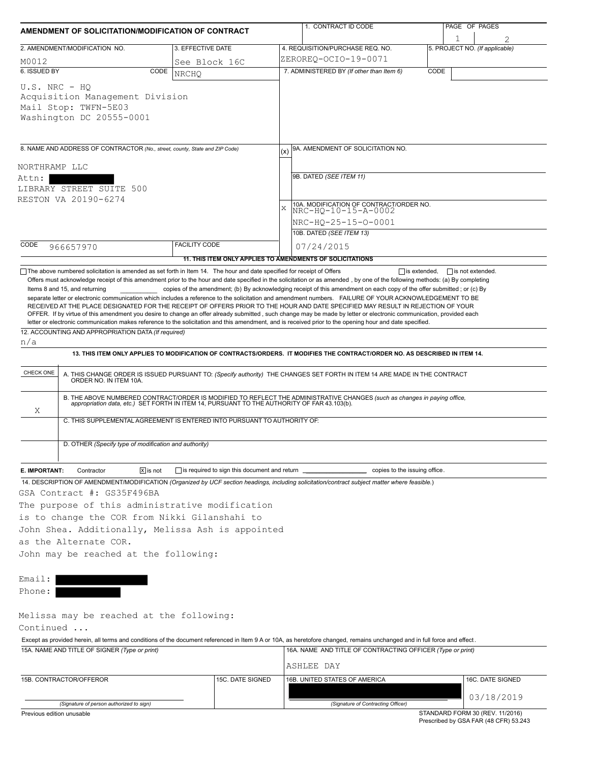# AMENDMENT OF SOLICITATION/MODIFICATION OF CONTRACT

| 1. CONTRACT ID CODE | PAGE OF PAGES |
|---|---|
| | 1 of 2 |

| 2. AMENDMENT/MODIFICATION NO. | 3. EFFECTIVE DATE | 4. REQUISITION/PURCHASE REQ. NO. | 5. PROJECT NO. (If applicable) |
|---|---|---|---|
| M0012 | See Block 16C | ZEROREQ-OCIO-19-0071 | |

| 6. ISSUED BY | CODE | 7. ADMINISTERED BY (If other than Item 6) | CODE |
|---|---|---|---|
| U.S. NRC - HQ<br>Acquisition Management Division<br>Mail Stop: TWFN-5E03<br>Washington DC 20555-0001 | NRCHQ | | |

**8. NAME AND ADDRESS OF CONTRACTOR** (No., street, county, State and ZIP Code)

NORTHRAMP LLC
Attn: [redacted]
LIBRARY STREET SUITE 500
RESTON VA 20190-6274

CODE: 966657970 | FACILITY CODE:

| (x) | |
|---|---|
| | 9A. AMENDMENT OF SOLICITATION NO. |
| | 9B. DATED (SEE ITEM 11) |
| X | 10A. MODIFICATION OF CONTRACT/ORDER NO.<br>NRC-HQ-10-15-A-0002<br>NRC-HQ-25-15-O-0001 |
| | 10B. DATED (SEE ITEM 13)<br>07/24/2015 |

**11. THIS ITEM ONLY APPLIES TO AMENDMENTS OF SOLICITATIONS**

☐ The above numbered solicitation is amended as set forth in Item 14. The hour and date specified for receipt of Offers ☐ is extended, ☐ is not extended.

Offers must acknowledge receipt of this amendment prior to the hour and date specified in the solicitation or as amended, by one of the following methods: (a) By completing Items 8 and 15, and returning __________ copies of the amendment; (b) By acknowledging receipt of this amendment on each copy of the offer submitted ; or (c) By separate letter or electronic communication which includes a reference to the solicitation and amendment numbers. FAILURE OF YOUR ACKNOWLEDGEMENT TO BE RECEIVED AT THE PLACE DESIGNATED FOR THE RECEIPT OF OFFERS PRIOR TO THE HOUR AND DATE SPECIFIED MAY RESULT IN REJECTION OF YOUR OFFER. If by virtue of this amendment you desire to change an offer already submitted, such change may be made by letter or electronic communication, provided each letter or electronic communication makes reference to the solicitation and this amendment, and is received prior to the opening hour and date specified.

**12. ACCOUNTING AND APPROPRIATION DATA** (If required)

n/a

**13. THIS ITEM ONLY APPLIES TO MODIFICATION OF CONTRACTS/ORDERS. IT MODIFIES THE CONTRACT/ORDER NO. AS DESCRIBED IN ITEM 14.**

| CHECK ONE | |
|---|---|
| | A. THIS CHANGE ORDER IS ISSUED PURSUANT TO: (Specify authority) THE CHANGES SET FORTH IN ITEM 14 ARE MADE IN THE CONTRACT ORDER NO. IN ITEM 10A. |
| X | B. THE ABOVE NUMBERED CONTRACT/ORDER IS MODIFIED TO REFLECT THE ADMINISTRATIVE CHANGES (such as changes in paying office, appropriation data, etc.) SET FORTH IN ITEM 14, PURSUANT TO THE AUTHORITY OF FAR 43.103(b). |
| | C. THIS SUPPLEMENTAL AGREEMENT IS ENTERED INTO PURSUANT TO AUTHORITY OF: |
| | D. OTHER (Specify type of modification and authority) |

**E. IMPORTANT:** Contractor ☒ is not ☐ is required to sign this document and return __________ copies to the issuing office.

**14. DESCRIPTION OF AMENDMENT/MODIFICATION** (Organized by UCF section headings, including solicitation/contract subject matter where feasible.)

GSA Contract #: GS35F496BA

The purpose of this administrative modification is to change the COR from Nikki Gilanshahi to John Shea. Additionally, Melissa Ash is appointed as the Alternate COR.

John may be reached at the following:

Email: [redacted]
Phone: [redacted]

Melissa may be reached at the following:

Continued ...

Except as provided herein, all terms and conditions of the document referenced in Item 9 A or 10A, as heretofore changed, remains unchanged and in full force and effect.

| 15A. NAME AND TITLE OF SIGNER (Type or print) | | 16A. NAME AND TITLE OF CONTRACTING OFFICER (Type or print) | |
|---|---|---|---|
| | | ASHLEE DAY | |
| **15B. CONTRACTOR/OFFEROR** | **15C. DATE SIGNED** | **16B. UNITED STATES OF AMERICA** | **16C. DATE SIGNED** |
| (Signature of person authorized to sign) | | [redacted]<br>(Signature of Contracting Officer) | 03/18/2019 |

Previous edition unusable

STANDARD FORM 30 (REV. 11/2016)
Prescribed by GSA FAR (48 CFR) 53.243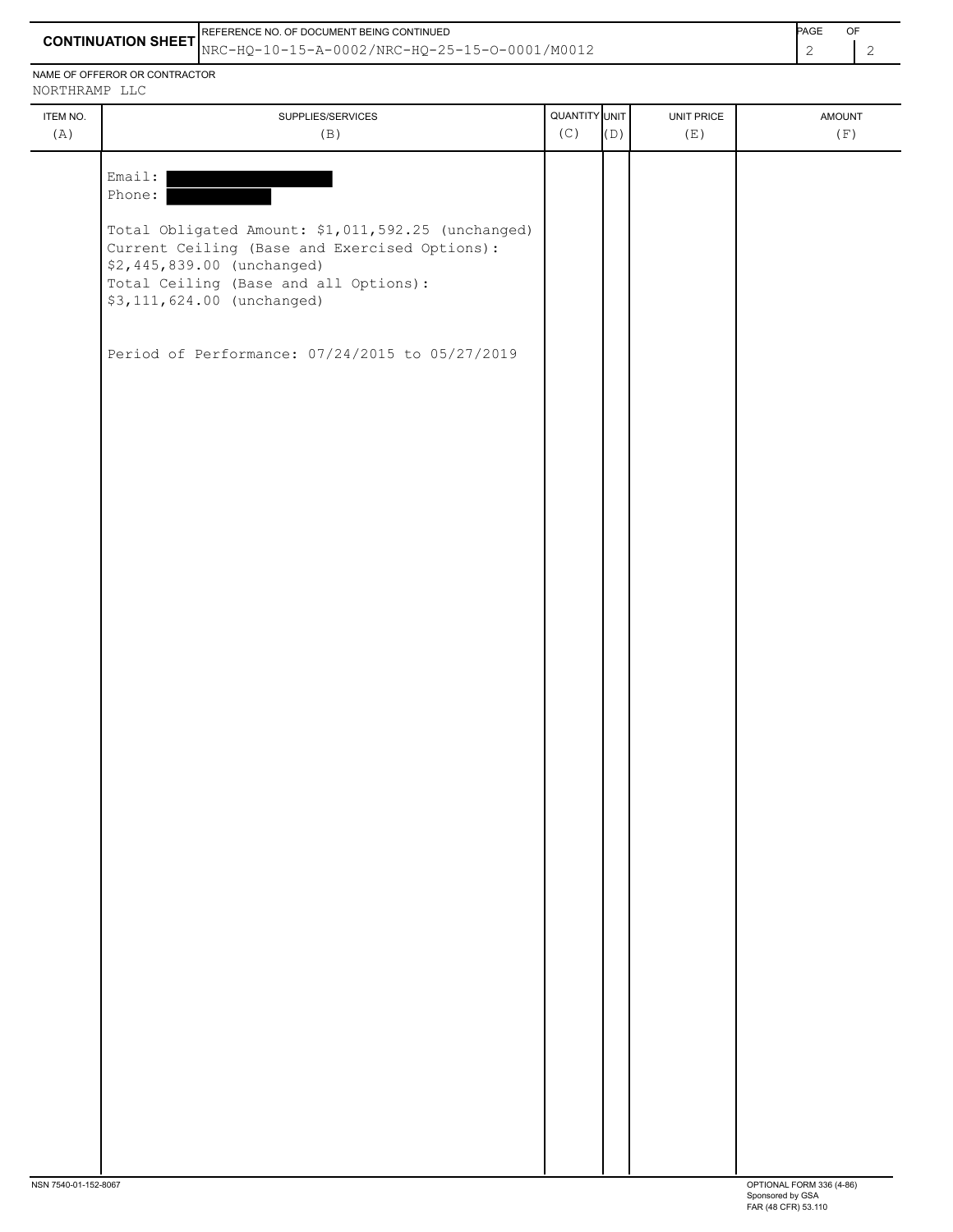**CONTINUATION SHEET**

REFERENCE NO. OF DOCUMENT BEING CONTINUED: NRC-HQ-10-15-A-0002/NRC-HQ-25-15-O-0001/M0012

NAME OF OFFEROR OR CONTRACTOR: NORTHRAMP LLC

| ITEM NO. (A) | SUPPLIES/SERVICES (B) | QUANTITY (C) | UNIT (D) | UNIT PRICE (E) | AMOUNT (F) |
|---|---|---|---|---|---|
| | Email: [REDACTED]<br>Phone: [REDACTED]<br><br>Total Obligated Amount: $1,011,592.25 (unchanged)<br>Current Ceiling (Base and Exercised Options): $2,445,839.00 (unchanged)<br>Total Ceiling (Base and all Options): $3,111,624.00 (unchanged)<br><br>Period of Performance: 07/24/2015 to 05/27/2019 | | | | |

NSN 7540-01-152-8067

OPTIONAL FORM 336 (4-86)
Sponsored by GSA
FAR (48 CFR) 53.110